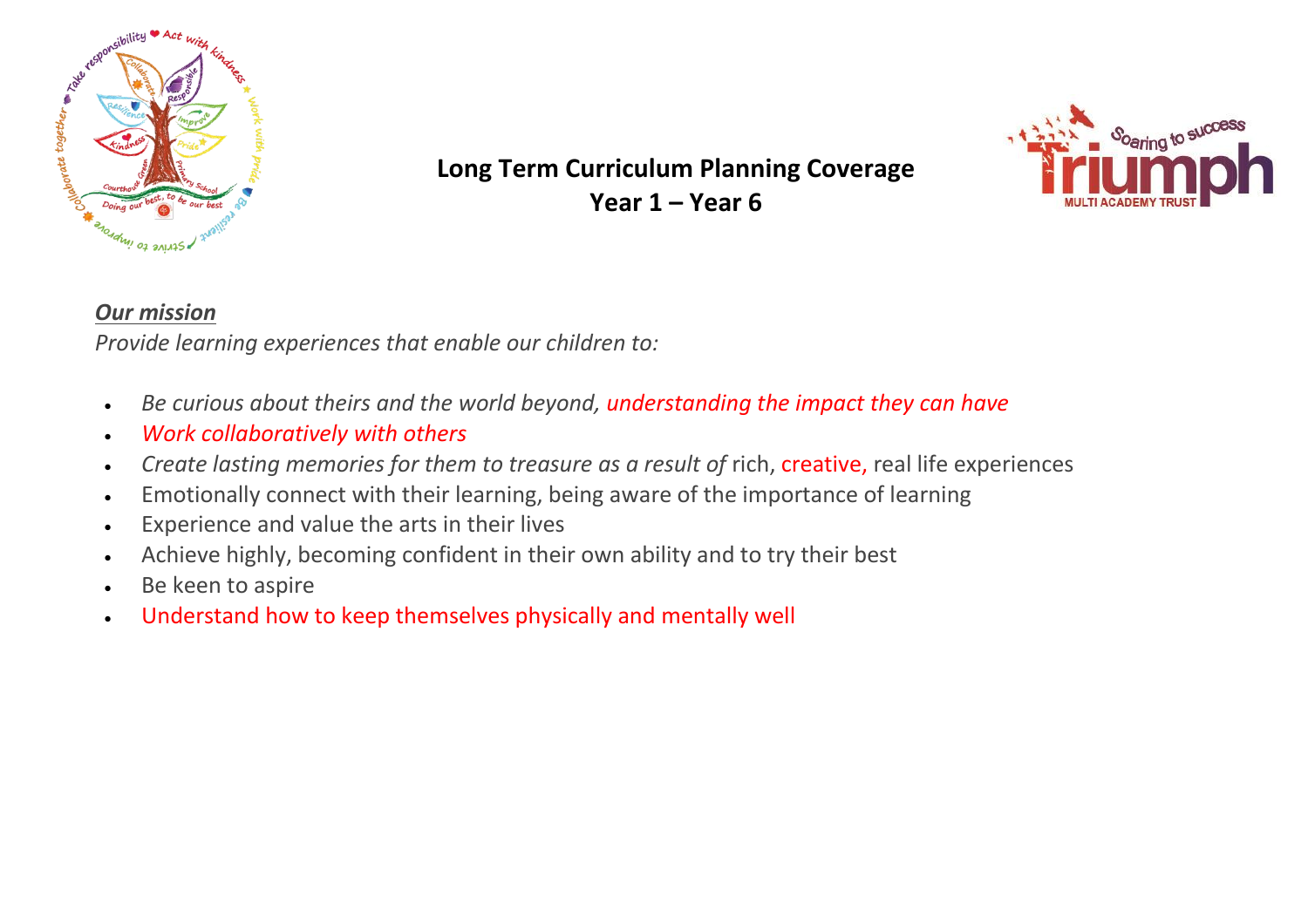# Long Term Curriculum Planning Coverage
# Year 1 – Year 6

***Our mission***

*Provide learning experiences that enable our children to:*

- *Be curious about theirs and the world beyond, understanding the impact they can have*
- *Work collaboratively with others*
- *Create lasting memories for them to treasure as a result of* rich, creative, real life experiences
- Emotionally connect with their learning, being aware of the importance of learning
- Experience and value the arts in their lives
- Achieve highly, becoming confident in their own ability and to try their best
- Be keen to aspire
- Understand how to keep themselves physically and mentally well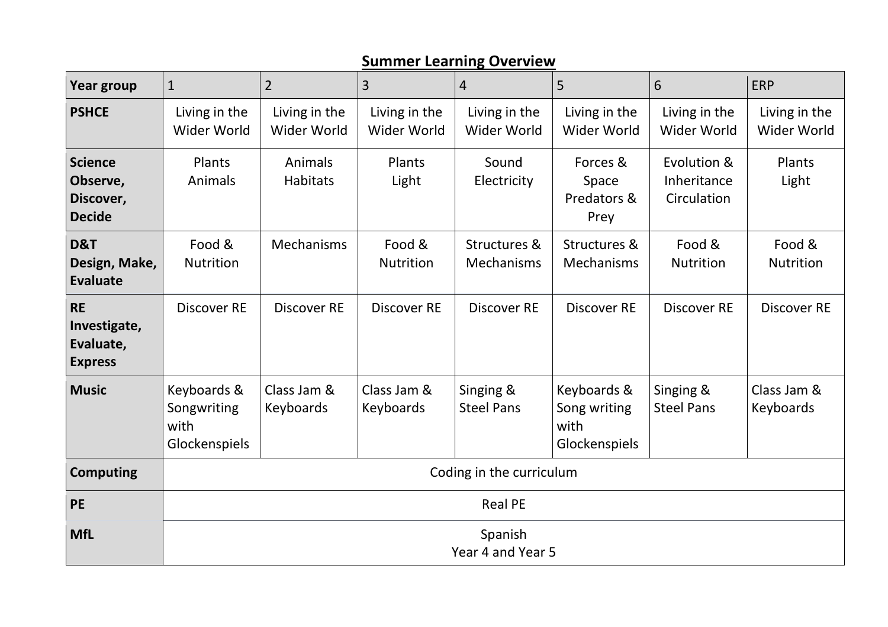## Summer Learning Overview

| Year group | 1 | 2 | 3 | 4 | 5 | 6 | ERP |
|---|---|---|---|---|---|---|---|
| **PSHCE** | Living in the Wider World | Living in the Wider World | Living in the Wider World | Living in the Wider World | Living in the Wider World | Living in the Wider World | Living in the Wider World |
| **Science Observe, Discover, Decide** | Plants Animals | Animals Habitats | Plants Light | Sound Electricity | Forces & Space Predators & Prey | Evolution & Inheritance Circulation | Plants Light |
| **D&T Design, Make, Evaluate** | Food & Nutrition | Mechanisms | Food & Nutrition | Structures & Mechanisms | Structures & Mechanisms | Food & Nutrition | Food & Nutrition |
| **RE Investigate, Evaluate, Express** | Discover RE | Discover RE | Discover RE | Discover RE | Discover RE | Discover RE | Discover RE |
| **Music** | Keyboards & Songwriting with Glockenspiels | Class Jam & Keyboards | Class Jam & Keyboards | Singing & Steel Pans | Keyboards & Song writing with Glockenspiels | Singing & Steel Pans | Class Jam & Keyboards |
| **Computing** | Coding in the curriculum | | | | | | |
| **PE** | Real PE | | | | | | |
| **MfL** | Spanish Year 4 and Year 5 | | | | | | |